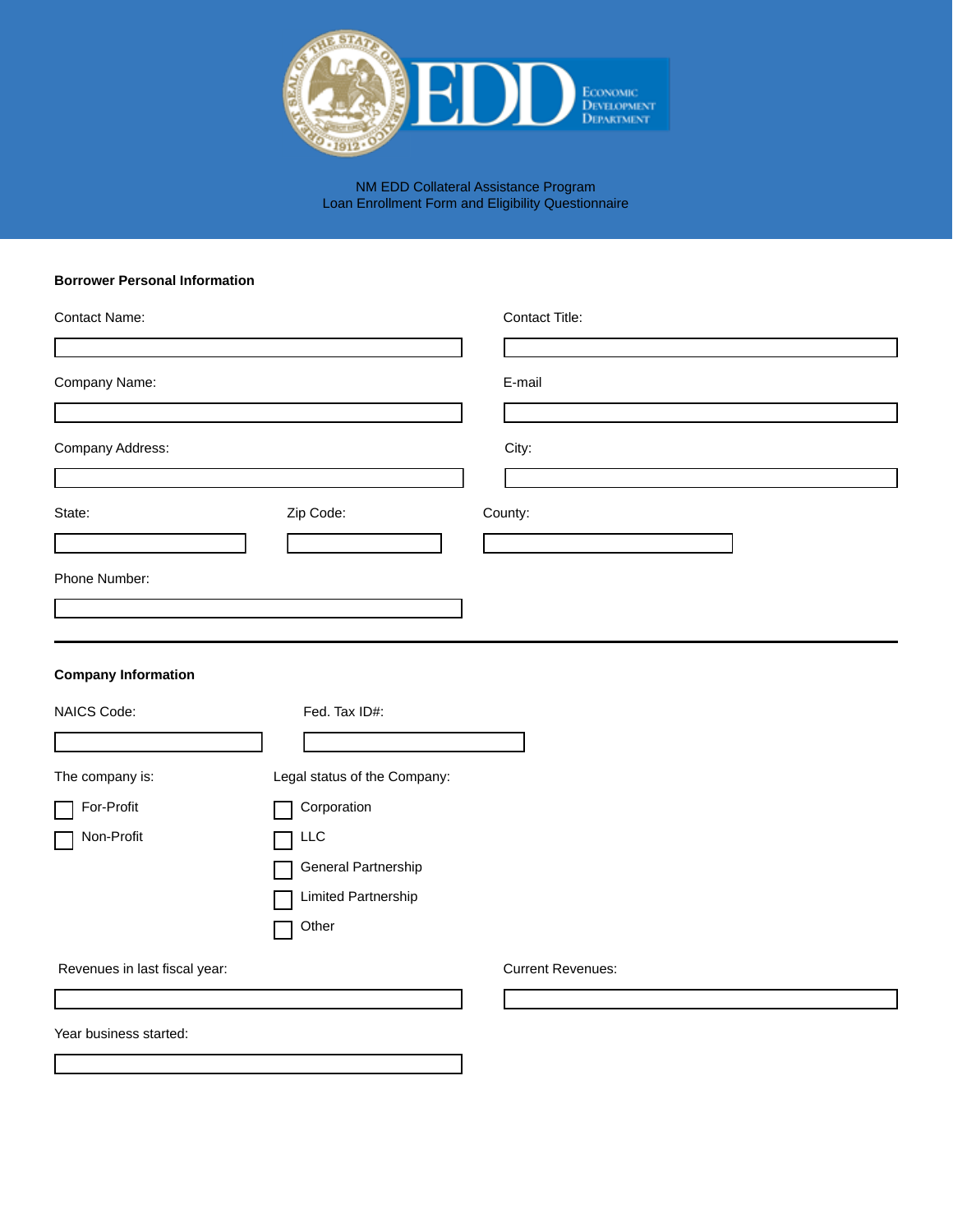NM EDD Collateral Assistance Program
Loan Enrollment Form and Eligibility Questionnaire

**Borrower Personal Information**

Contact Name:

Contact Title:

Company Name:

E-mail

Company Address:

City:

State:

Zip Code:

County:

Phone Number:

---

**Company Information**

NAICS Code:

Fed. Tax ID#:

The company is:

- ☐ For-Profit
- ☐ Non-Profit

Legal status of the Company:

- ☐ Corporation
- ☐ LLC
- ☐ General Partnership
- ☐ Limited Partnership
- ☐ Other

Revenues in last fiscal year:

Current Revenues:

Year business started: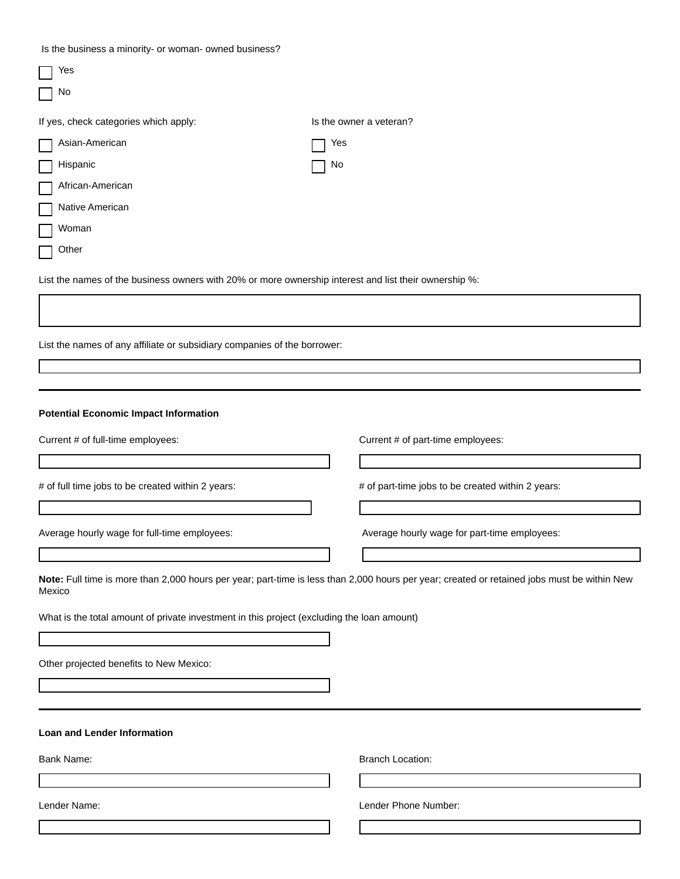Is the business a minority- or woman- owned business?

- [ ] Yes
- [ ] No

If yes, check categories which apply:

- [ ] Asian-American
- [ ] Hispanic
- [ ] African-American
- [ ] Native American
- [ ] Woman
- [ ] Other

Is the owner a veteran?

- [ ] Yes
- [ ] No

List the names of the business owners with 20% or more ownership interest and list their ownership %:

List the names of any affiliate or subsidiary companies of the borrower:

---

**Potential Economic Impact Information**

Current # of full-time employees:

Current # of part-time employees:

# of full time jobs to be created within 2 years:

# of part-time jobs to be created within 2 years:

Average hourly wage for full-time employees:

Average hourly wage for part-time employees:

**Note:** Full time is more than 2,000 hours per year; part-time is less than 2,000 hours per year; created or retained jobs must be within New Mexico

What is the total amount of private investment in this project (excluding the loan amount)

Other projected benefits to New Mexico:

---

**Loan and Lender Information**

Bank Name:

Branch Location:

Lender Name:

Lender Phone Number: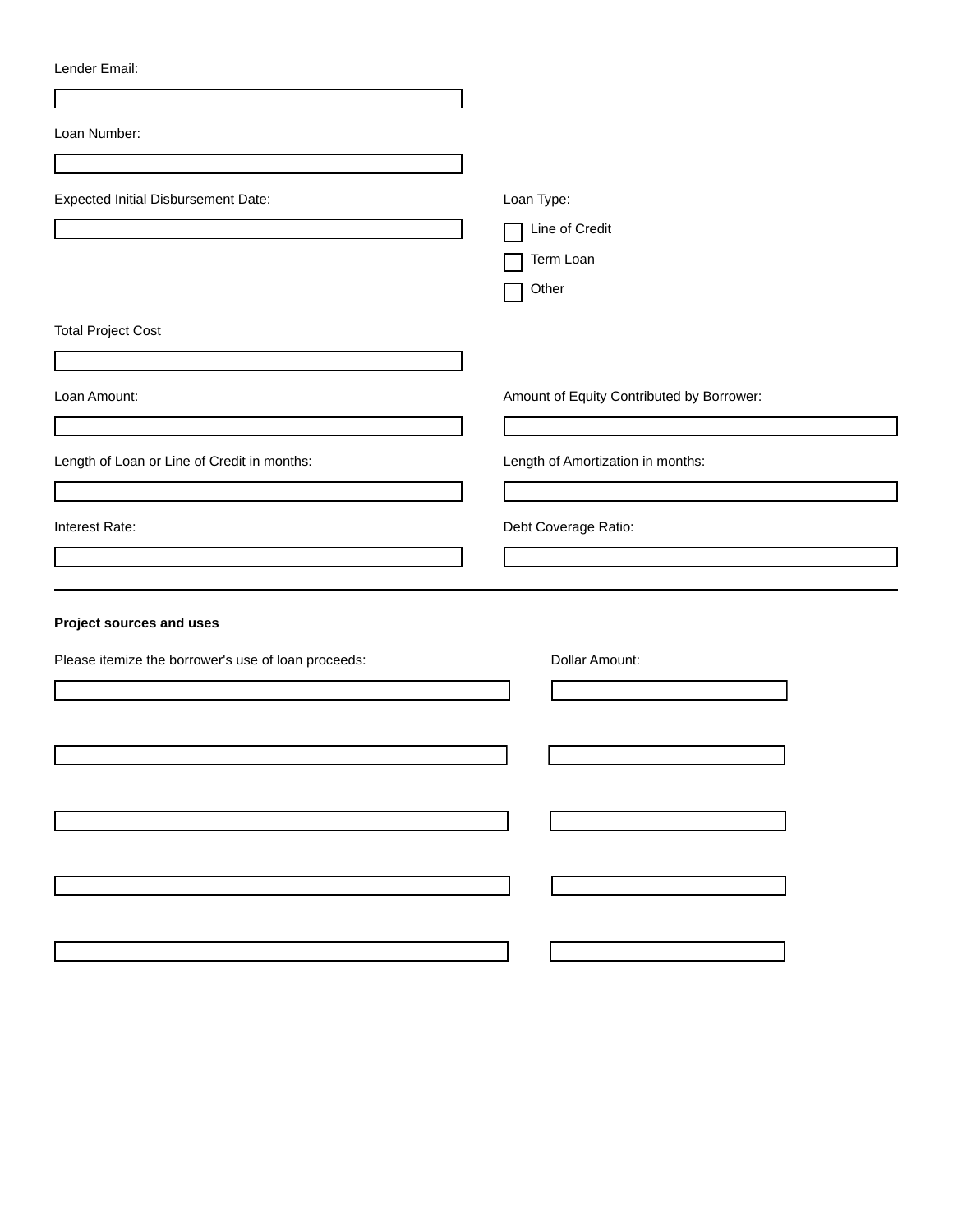Lender Email:

Loan Number:

Expected Initial Disbursement Date:

Loan Type:

- [ ] Line of Credit
- [ ] Term Loan
- [ ] Other

Total Project Cost

Loan Amount:

Amount of Equity Contributed by Borrower:

Length of Loan or Line of Credit in months:

Length of Amortization in months:

Interest Rate:

Debt Coverage Ratio:

---

**Project sources and uses**

| Please itemize the borrower's use of loan proceeds: | Dollar Amount: |
|---|---|
| | |
| | |
| | |
| | |
| | |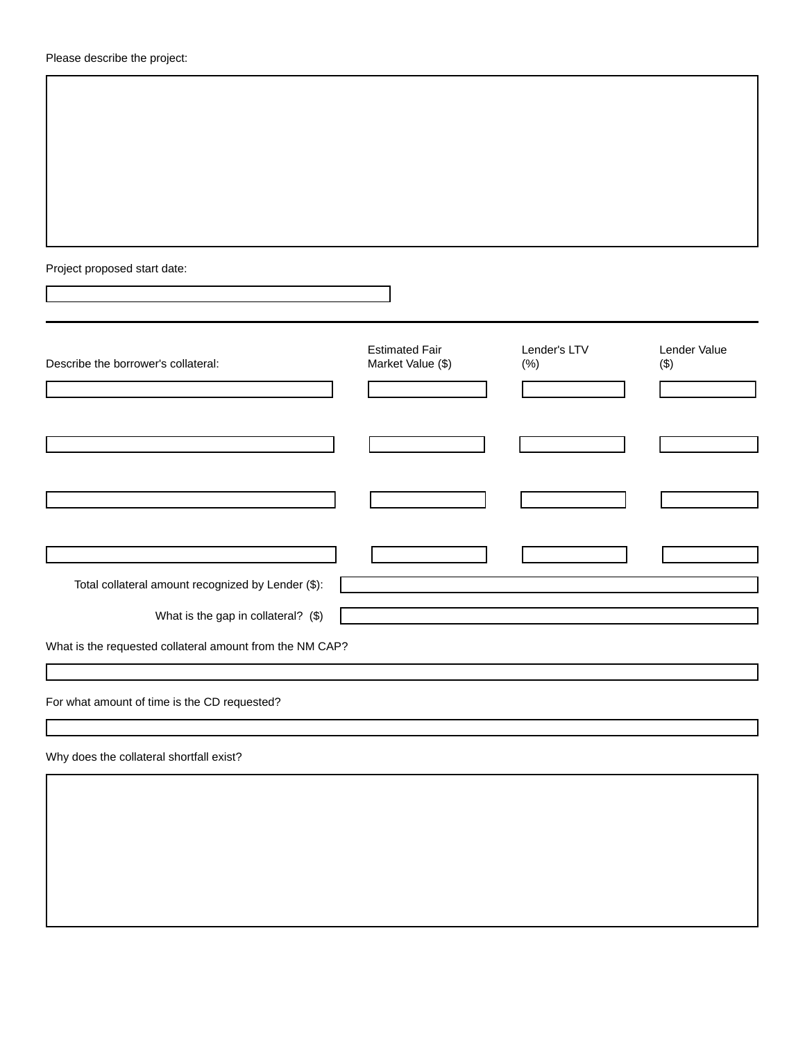Please describe the project:

&nbsp;

Project proposed start date:

&nbsp;

---

| Describe the borrower's collateral: | Estimated Fair Market Value ($) | Lender's LTV (%) | Lender Value ($) |
|---|---|---|---|
| | | | |
| | | | |
| | | | |
| | | | |

Total collateral amount recognized by Lender ($):

What is the gap in collateral? ($)

What is the requested collateral amount from the NM CAP?

For what amount of time is the CD requested?

Why does the collateral shortfall exist?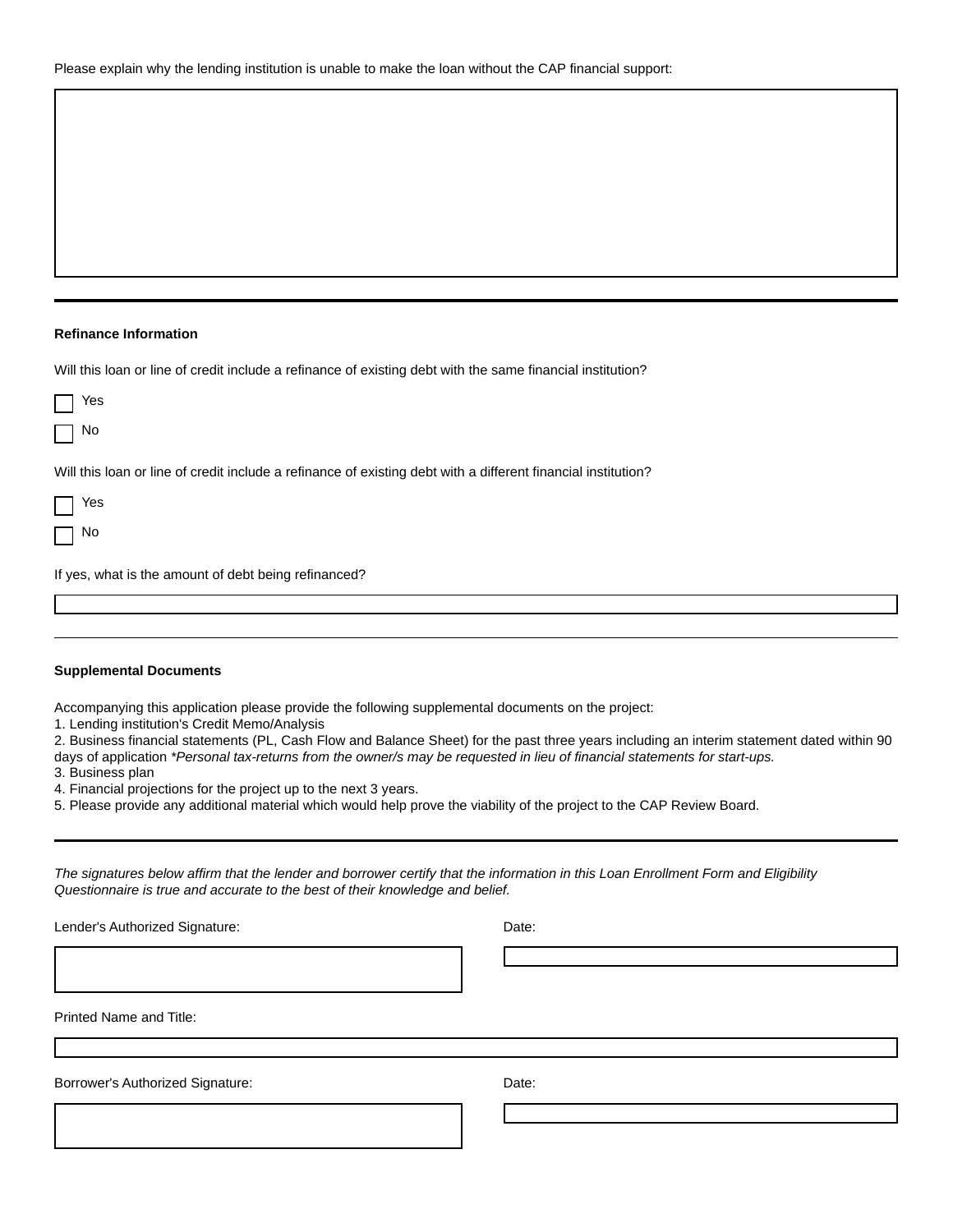Please explain why the lending institution is unable to make the loan without the CAP financial support:

---

**Refinance Information**

Will this loan or line of credit include a refinance of existing debt with the same financial institution?

☐ Yes

☐ No

Will this loan or line of credit include a refinance of existing debt with a different financial institution?

☐ Yes

☐ No

If yes, what is the amount of debt being refinanced?

---

**Supplemental Documents**

Accompanying this application please provide the following supplemental documents on the project:

1. Lending institution's Credit Memo/Analysis
2. Business financial statements (PL, Cash Flow and Balance Sheet) for the past three years including an interim statement dated within 90 days of application *\*Personal tax-returns from the owner/s may be requested in lieu of financial statements for start-ups.*
3. Business plan
4. Financial projections for the project up to the next 3 years.
5. Please provide any additional material which would help prove the viability of the project to the CAP Review Board.

---

*The signatures below affirm that the lender and borrower certify that the information in this Loan Enrollment Form and Eligibility Questionnaire is true and accurate to the best of their knowledge and belief.*

Lender's Authorized Signature:

Date:

Printed Name and Title:

Borrower's Authorized Signature:

Date: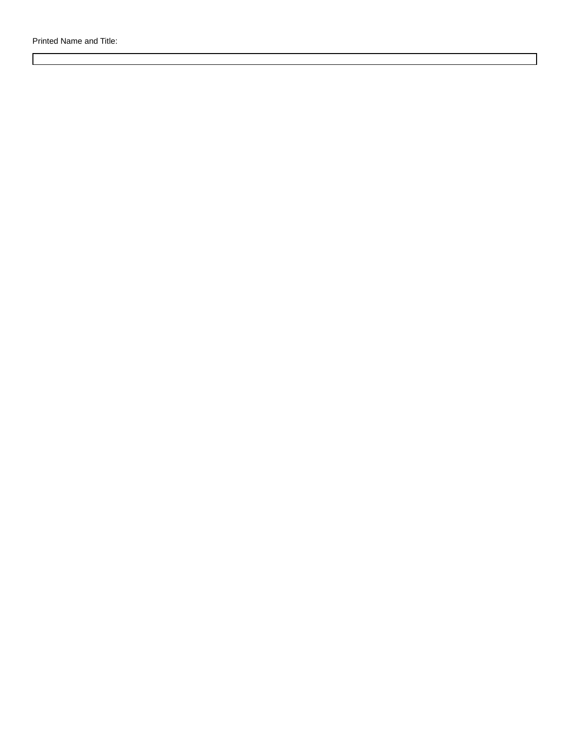Printed Name and Title:

| |
| --- |
| |